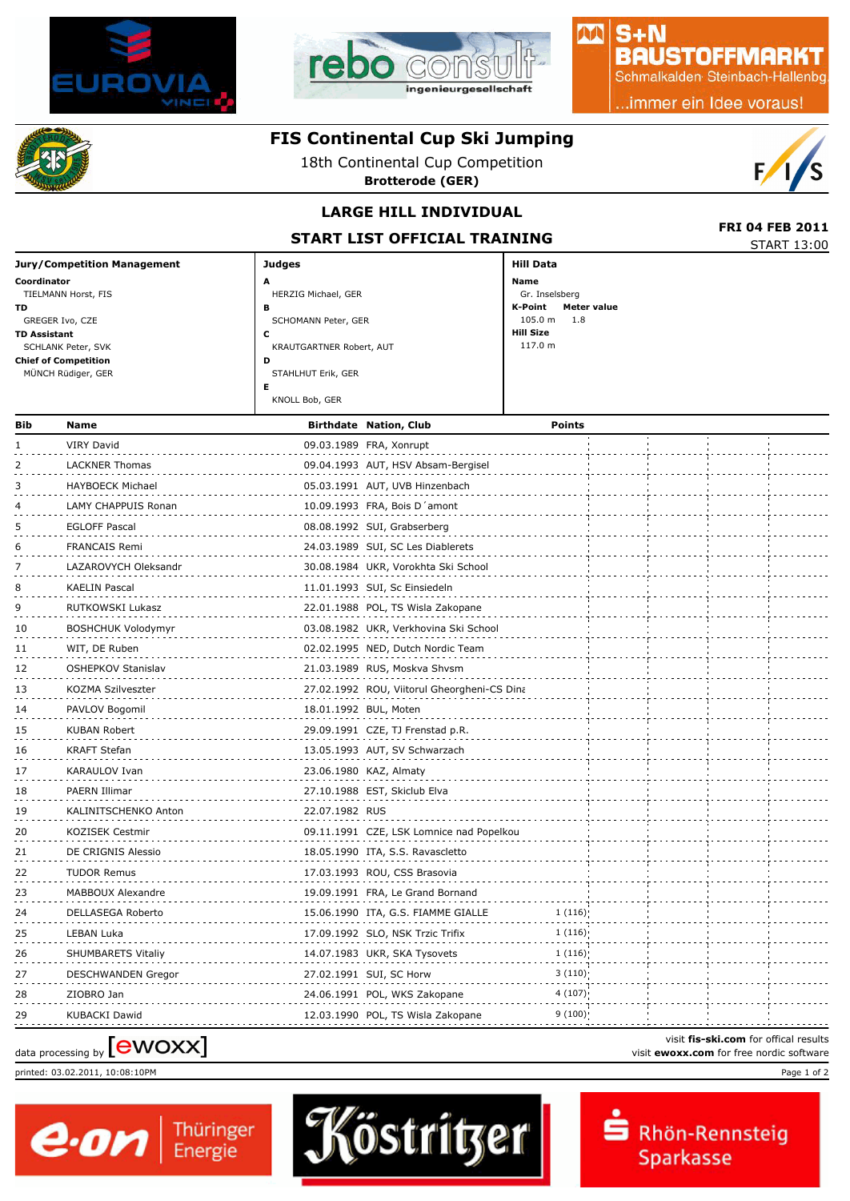# FIS Continental Cup Ski Jumping

18th Continental Cup Competition

**Brotterode (GER)**

## LARGE HILL INDIVIDUAL

## START LIST OFFICIAL TRAINING

**FRI 04 FEB 2011**

START 13:00

**Jury/Competition Management**

**Coordinator**
TIELMANN Horst, FIS

**TD**
GREGER Ivo, CZE

**TD Assistant**
SCHLANK Peter, SVK

**Chief of Competition**
MÜNCH Rüdiger, GER

**Judges**

**A**
HERZIG Michael, GER

**B**
SCHOMANN Peter, GER

**C**
KRAUTGARTNER Robert, AUT

**D**
STAHLHUT Erik, GER

**E**
KNOLL Bob, GER

**Hill Data**

**Name**
Gr. Inselsberg

**K-Point** 105.0 m **Meter value** 1.8

**Hill Size**
117.0 m

| Bib | Name | Birthdate | Nation, Club | Points |
|---|---|---|---|---|
| 1 | VIRY David | 09.03.1989 | FRA, Xonrupt | |
| 2 | LACKNER Thomas | 09.04.1993 | AUT, HSV Absam-Bergisel | |
| 3 | HAYBOECK Michael | 05.03.1991 | AUT, UVB Hinzenbach | |
| 4 | LAMY CHAPPUIS Ronan | 10.09.1993 | FRA, Bois D´amont | |
| 5 | EGLOFF Pascal | 08.08.1992 | SUI, Grabserberg | |
| 6 | FRANCAIS Remi | 24.03.1989 | SUI, SC Les Diablerets | |
| 7 | LAZAROVYCH Oleksandr | 30.08.1984 | UKR, Vorokhta Ski School | |
| 8 | KAELIN Pascal | 11.01.1993 | SUI, Sc Einsiedeln | |
| 9 | RUTKOWSKI Lukasz | 22.01.1988 | POL, TS Wisla Zakopane | |
| 10 | BOSHCHUK Volodymyr | 03.08.1982 | UKR, Verkhovina Ski School | |
| 11 | WIT, DE Ruben | 02.02.1995 | NED, Dutch Nordic Team | |
| 12 | OSHEPKOV Stanislav | 21.03.1989 | RUS, Moskva Shvsm | |
| 13 | KOZMA Szilveszter | 27.02.1992 | ROU, Viitorul Gheorgheni-CS Dina | |
| 14 | PAVLOV Bogomil | 18.01.1992 | BUL, Moten | |
| 15 | KUBAN Robert | 29.09.1991 | CZE, TJ Frenstad p.R. | |
| 16 | KRAFT Stefan | 13.05.1993 | AUT, SV Schwarzach | |
| 17 | KARAULOV Ivan | 23.06.1980 | KAZ, Almaty | |
| 18 | PAERN Illimar | 27.10.1988 | EST, Skiclub Elva | |
| 19 | KALINITSCHENKO Anton | 22.07.1982 | RUS | |
| 20 | KOZISEK Cestmir | 09.11.1991 | CZE, LSK Lomnice nad Popelkou | |
| 21 | DE CRIGNIS Alessio | 18.05.1990 | ITA, S.S. Ravascletto | |
| 22 | TUDOR Remus | 17.03.1993 | ROU, CSS Brasovia | |
| 23 | MABBOUX Alexandre | 19.09.1991 | FRA, Le Grand Bornand | |
| 24 | DELLASEGA Roberto | 15.06.1990 | ITA, G.S. FIAMME GIALLE | 1 (116) |
| 25 | LEBAN Luka | 17.09.1992 | SLO, NSK Trzic Trifix | 1 (116) |
| 26 | SHUMBARETS Vitaliy | 14.07.1983 | UKR, SKA Tysovets | 1 (116) |
| 27 | DESCHWANDEN Gregor | 27.02.1991 | SUI, SC Horw | 3 (110) |
| 28 | ZIOBRO Jan | 24.06.1991 | POL, WKS Zakopane | 4 (107) |
| 29 | KUBACKI Dawid | 12.03.1990 | POL, TS Wisla Zakopane | 9 (100) |

data processing by [ewoxx]

visit **fis-ski.com** for offical results
visit **ewoxx.com** for free nordic software

printed: 03.02.2011, 10:08:10PM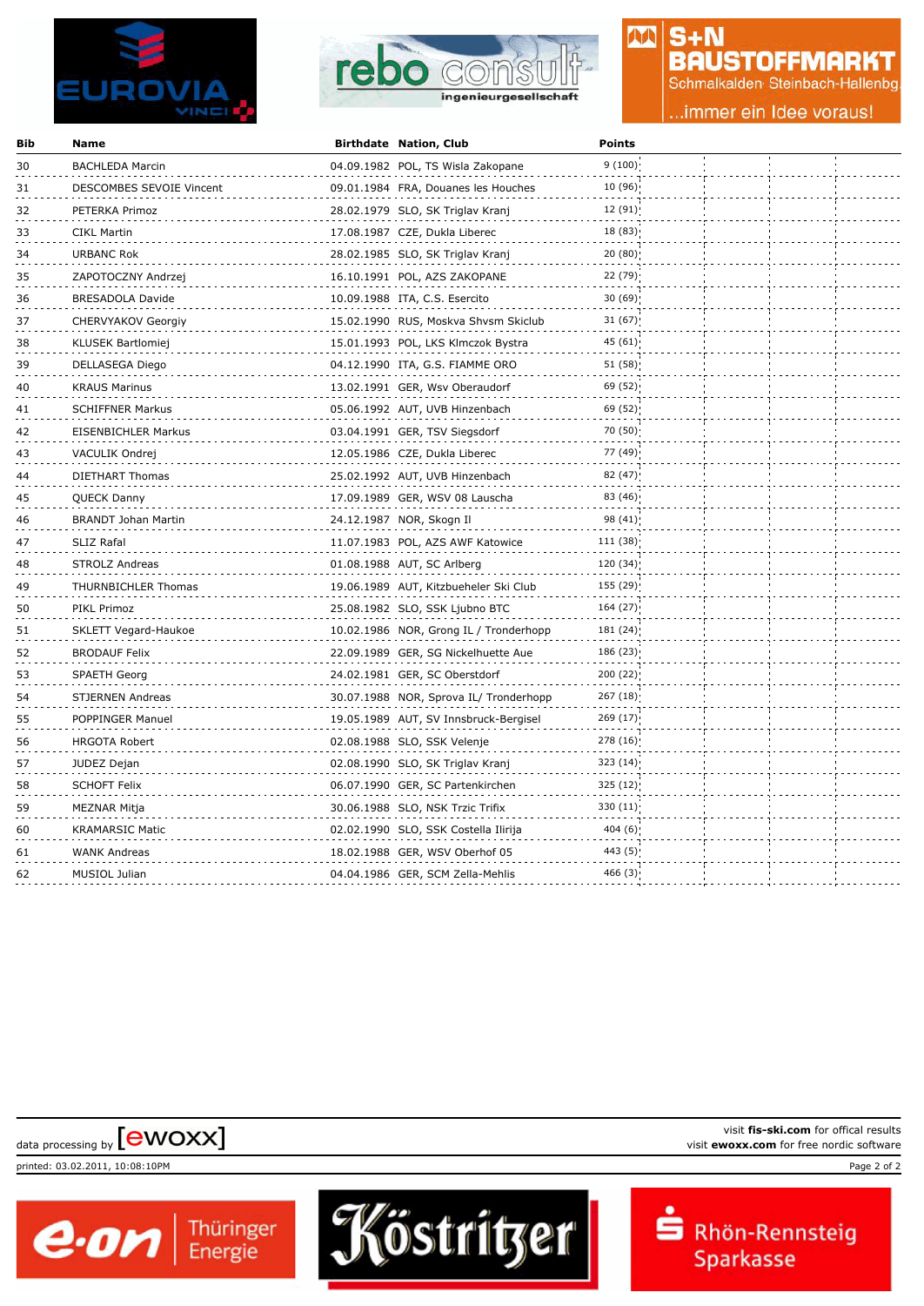| Bib | Name | Birthdate | Nation, Club | Points | | | |
|---|---|---|---|---|---|---|---|
| 30 | BACHLEDA Marcin | 04.09.1982 | POL, TS Wisla Zakopane | 9 (100) | | | |
| 31 | DESCOMBES SEVOIE Vincent | 09.01.1984 | FRA, Douanes les Houches | 10 (96) | | | |
| 32 | PETERKA Primoz | 28.02.1979 | SLO, SK Triglav Kranj | 12 (91) | | | |
| 33 | CIKL Martin | 17.08.1987 | CZE, Dukla Liberec | 18 (83) | | | |
| 34 | URBANC Rok | 28.02.1985 | SLO, SK Triglav Kranj | 20 (80) | | | |
| 35 | ZAPOTOCZNY Andrzej | 16.10.1991 | POL, AZS ZAKOPANE | 22 (79) | | | |
| 36 | BRESADOLA Davide | 10.09.1988 | ITA, C.S. Esercito | 30 (69) | | | |
| 37 | CHERVYAKOV Georgiy | 15.02.1990 | RUS, Moskva Shvsm Skiclub | 31 (67) | | | |
| 38 | KLUSEK Bartlomiej | 15.01.1993 | POL, LKS Klmczok Bystra | 45 (61) | | | |
| 39 | DELLASEGA Diego | 04.12.1990 | ITA, G.S. FIAMME ORO | 51 (58) | | | |
| 40 | KRAUS Marinus | 13.02.1991 | GER, Wsv Oberaudorf | 69 (52) | | | |
| 41 | SCHIFFNER Markus | 05.06.1992 | AUT, UVB Hinzenbach | 69 (52) | | | |
| 42 | EISENBICHLER Markus | 03.04.1991 | GER, TSV Siegsdorf | 70 (50) | | | |
| 43 | VACULIK Ondrej | 12.05.1986 | CZE, Dukla Liberec | 77 (49) | | | |
| 44 | DIETHART Thomas | 25.02.1992 | AUT, UVB Hinzenbach | 82 (47) | | | |
| 45 | QUECK Danny | 17.09.1989 | GER, WSV 08 Lauscha | 83 (46) | | | |
| 46 | BRANDT Johan Martin | 24.12.1987 | NOR, Skogn Il | 98 (41) | | | |
| 47 | SLIZ Rafal | 11.07.1983 | POL, AZS AWF Katowice | 111 (38) | | | |
| 48 | STROLZ Andreas | 01.08.1988 | AUT, SC Arlberg | 120 (34) | | | |
| 49 | THURNBICHLER Thomas | 19.06.1989 | AUT, Kitzbueheler Ski Club | 155 (29) | | | |
| 50 | PIKL Primoz | 25.08.1982 | SLO, SSK Ljubno BTC | 164 (27) | | | |
| 51 | SKLETT Vegard-Haukoe | 10.02.1986 | NOR, Grong IL / Tronderhopp | 181 (24) | | | |
| 52 | BRODAUF Felix | 22.09.1989 | GER, SG Nickelhuette Aue | 186 (23) | | | |
| 53 | SPAETH Georg | 24.02.1981 | GER, SC Oberstdorf | 200 (22) | | | |
| 54 | STJERNEN Andreas | 30.07.1988 | NOR, Sprova IL/ Tronderhopp | 267 (18) | | | |
| 55 | POPPINGER Manuel | 19.05.1989 | AUT, SV Innsbruck-Bergisel | 269 (17) | | | |
| 56 | HRGOTA Robert | 02.08.1988 | SLO, SSK Velenje | 278 (16) | | | |
| 57 | JUDEZ Dejan | 02.08.1990 | SLO, SK Triglav Kranj | 323 (14) | | | |
| 58 | SCHOFT Felix | 06.07.1990 | GER, SC Partenkirchen | 325 (12) | | | |
| 59 | MEZNAR Mitja | 30.06.1988 | SLO, NSK Trzic Trifix | 330 (11) | | | |
| 60 | KRAMARSIC Matic | 02.02.1990 | SLO, SSK Costella Ilirija | 404 (6) | | | |
| 61 | WANK Andreas | 18.02.1988 | GER, WSV Oberhof 05 | 443 (5) | | | |
| 62 | MUSIOL Julian | 04.04.1986 | GER, SCM Zella-Mehlis | 466 (3) | | | |

data processing by [ewoxx]

visit **fis-ski.com** for offical results
visit **ewoxx.com** for free nordic software

printed: 03.02.2011, 10:08:10PM